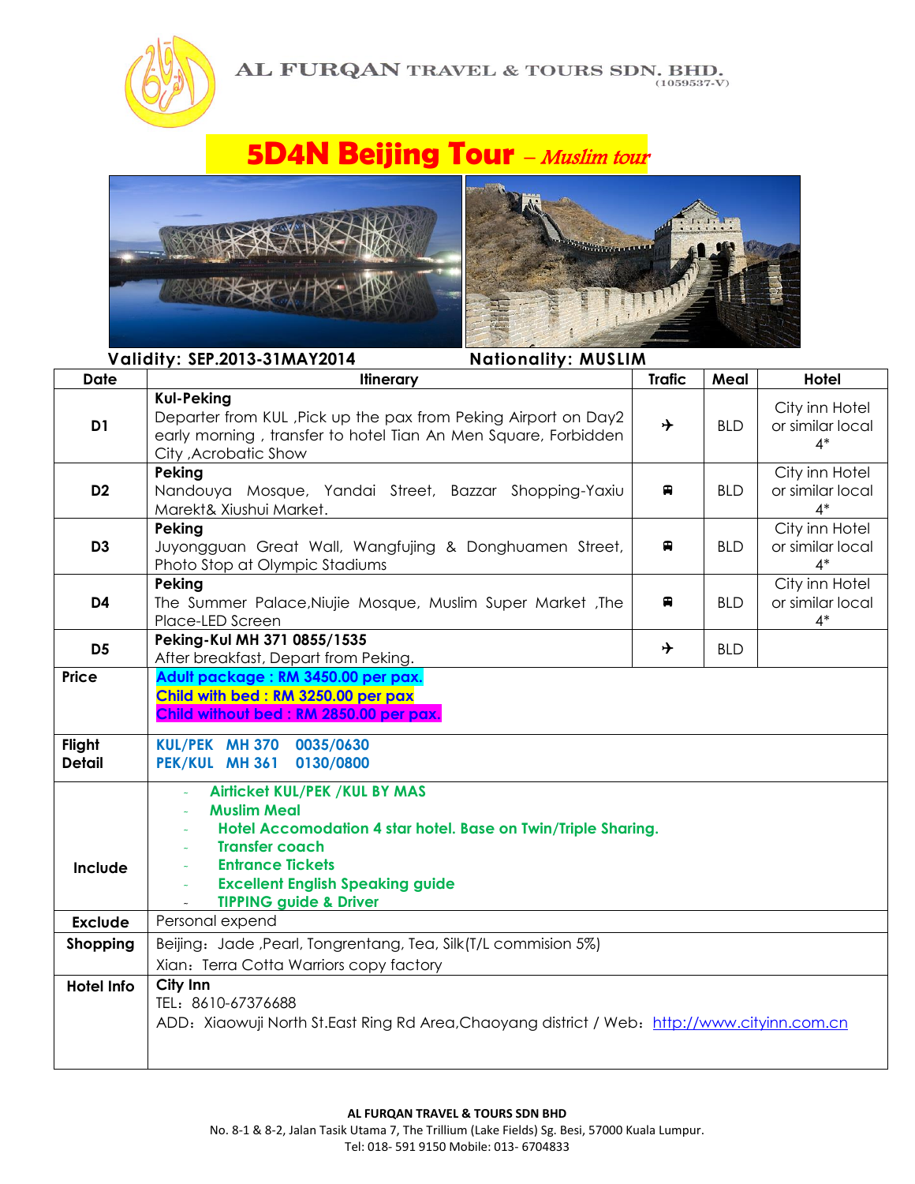AL FURQAN TRAVEL & TOURS SDN. BHD.
(1059537-V)

# 5D4N Beijing Tour – *Muslim tour*

**Validity: SEP.2013-31MAY2014** **Nationality: MUSLIM**

| Date | Itinerary | Trafic | Meal | Hotel |
|---|---|---|---|---|
| **D1** | **Kul-Peking**<br>Departer from KUL ,Pick up the pax from Peking Airport on Day2 early morning , transfer to hotel Tian An Men Square, Forbidden City ,Acrobatic Show | ✈ | BLD | City inn Hotel or similar local 4* |
| **D2** | **Peking**<br>Nandouya Mosque, Yandai Street, Bazzar Shopping-Yaxiu Marekt& Xiushui Market. | 🚍 | BLD | City inn Hotel or similar local 4* |
| **D3** | **Peking**<br>Juyongguan Great Wall, Wangfujing & Donghuamen Street, Photo Stop at Olympic Stadiums | 🚍 | BLD | City inn Hotel or similar local 4* |
| **D4** | **Peking**<br>The Summer Palace,Niujie Mosque, Muslim Super Market ,The Place-LED Screen | 🚍 | BLD | City inn Hotel or similar local 4* |
| **D5** | **Peking-Kul MH 371 0855/1535**<br>After breakfast, Depart from Peking. | ✈ | BLD | |
| **Price** | **Adult package : RM 3450.00 per pax.**<br>**Child with bed : RM 3250.00 per pax**<br>**Child without bed : RM 2850.00 per pax.** | | | |
| **Flight Detail** | **KUL/PEK MH 370 0035/0630**<br>**PEK/KUL MH 361 0130/0800** | | | |
| **Include** | - **Airticket KUL/PEK /KUL BY MAS**<br>- **Muslim Meal**<br>- **Hotel Accomodation 4 star hotel. Base on Twin/Triple Sharing.**<br>- **Transfer coach**<br>- **Entrance Tickets**<br>- **Excellent English Speaking guide**<br>- **TIPPING guide & Driver** | | | |
| **Exclude** | Personal expend | | | |
| **Shopping** | Beijing：Jade ,Pearl, Tongrentang, Tea, Silk(T/L commision 5%)<br>Xian：Terra Cotta Warriors copy factory | | | |
| **Hotel Info** | **City Inn**<br>TEL：8610-67376688<br>ADD：Xiaowuji North St.East Ring Rd Area,Chaoyang district / Web：http://www.cityinn.com.cn | | | |

**AL FURQAN TRAVEL & TOURS SDN BHD**
No. 8-1 & 8-2, Jalan Tasik Utama 7, The Trillium (Lake Fields) Sg. Besi, 57000 Kuala Lumpur.
Tel: 018- 591 9150 Mobile: 013- 6704833